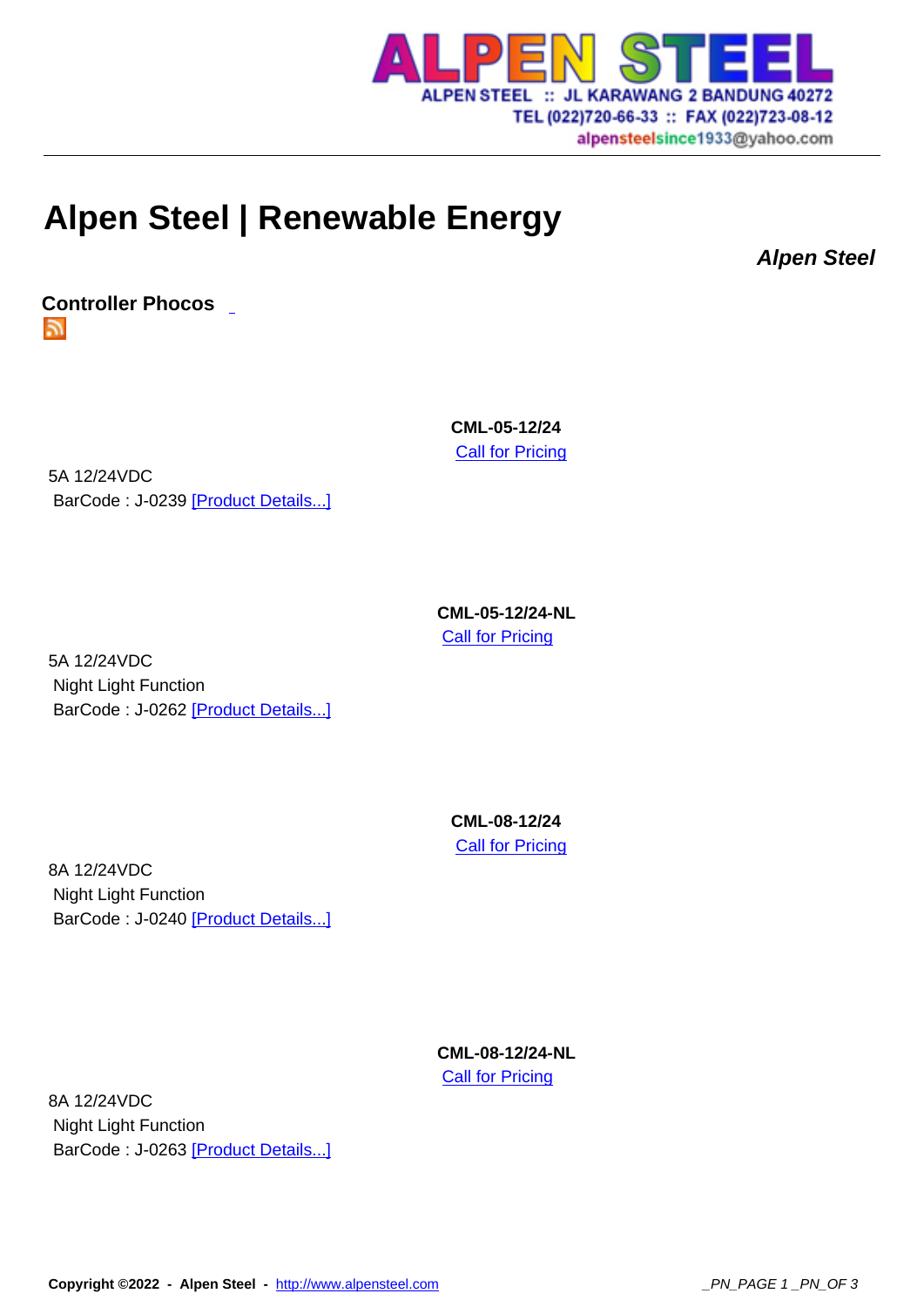# Alpen Steel | Renewable Energy

***Alpen Steel***

## Controller Phocos

**CML-05-12/24**

Call for Pricing

5A 12/24VDC
BarCode : J-0239 [Product Details...]

**CML-05-12/24-NL**

Call for Pricing

5A 12/24VDC
Night Light Function
BarCode : J-0262 [Product Details...]

**CML-08-12/24**

Call for Pricing

8A 12/24VDC
Night Light Function
BarCode : J-0240 [Product Details...]

**CML-08-12/24-NL**

Call for Pricing

8A 12/24VDC
Night Light Function
BarCode : J-0263 [Product Details...]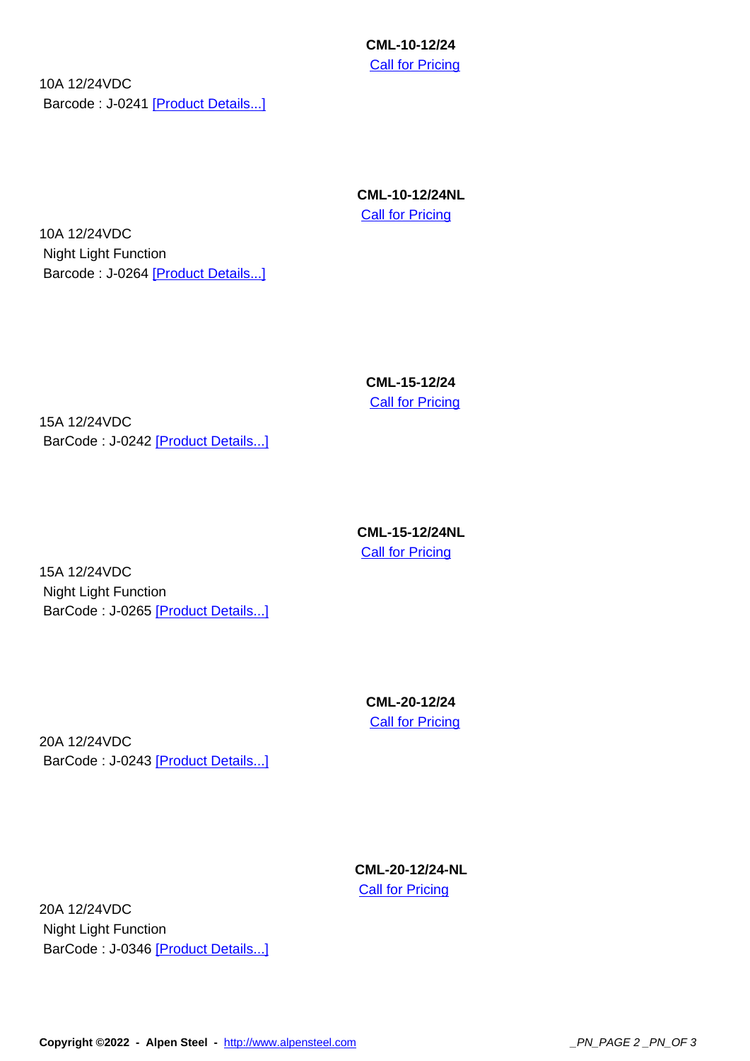**CML-10-12/24**

[Call for Pricing]

10A 12/24VDC

Barcode : J-0241 [Product Details...]

**CML-10-12/24NL**

[Call for Pricing]

10A 12/24VDC

Night Light Function

Barcode : J-0264 [Product Details...]

**CML-15-12/24**

[Call for Pricing]

15A 12/24VDC

BarCode : J-0242 [Product Details...]

**CML-15-12/24NL**

[Call for Pricing]

15A 12/24VDC

Night Light Function

BarCode : J-0265 [Product Details...]

**CML-20-12/24**

[Call for Pricing]

20A 12/24VDC

BarCode : J-0243 [Product Details...]

**CML-20-12/24-NL**

[Call for Pricing]

20A 12/24VDC

Night Light Function

BarCode : J-0346 [Product Details...]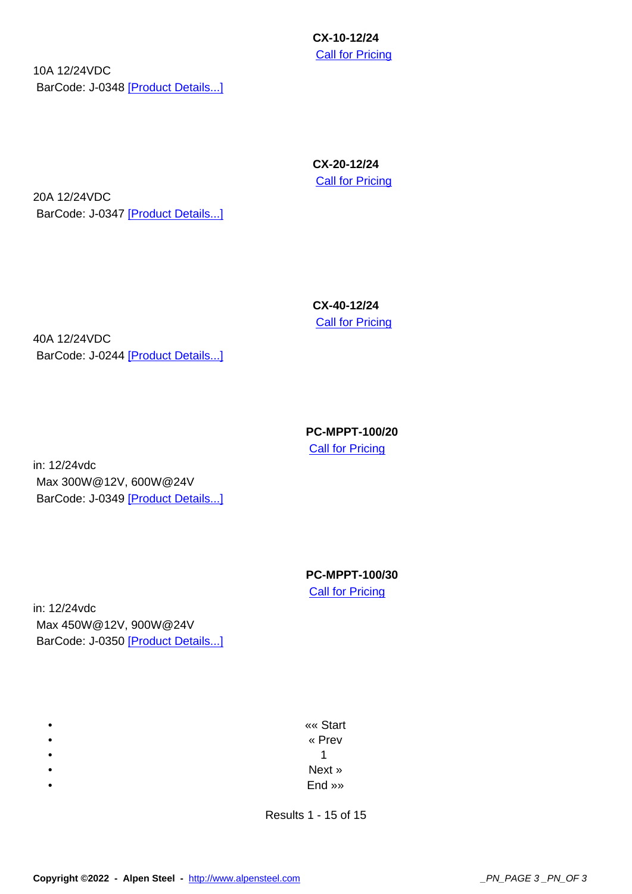**CX-10-12/24**

Call for Pricing

10A 12/24VDC

BarCode: J-0348 [Product Details...]

**CX-20-12/24**

Call for Pricing

20A 12/24VDC

BarCode: J-0347 [Product Details...]

**CX-40-12/24**

Call for Pricing

40A 12/24VDC

BarCode: J-0244 [Product Details...]

**PC-MPPT-100/20**

Call for Pricing

in: 12/24vdc

Max 300W@12V, 600W@24V

BarCode: J-0349 [Product Details...]

**PC-MPPT-100/30**

Call for Pricing

in: 12/24vdc

Max 450W@12V, 900W@24V

BarCode: J-0350 [Product Details...]

- «« Start
- « Prev
- 1
- Next »
- End »»

Results 1 - 15 of 15

**Copyright ©2022 - Alpen Steel -** http://www.alpensteel.com